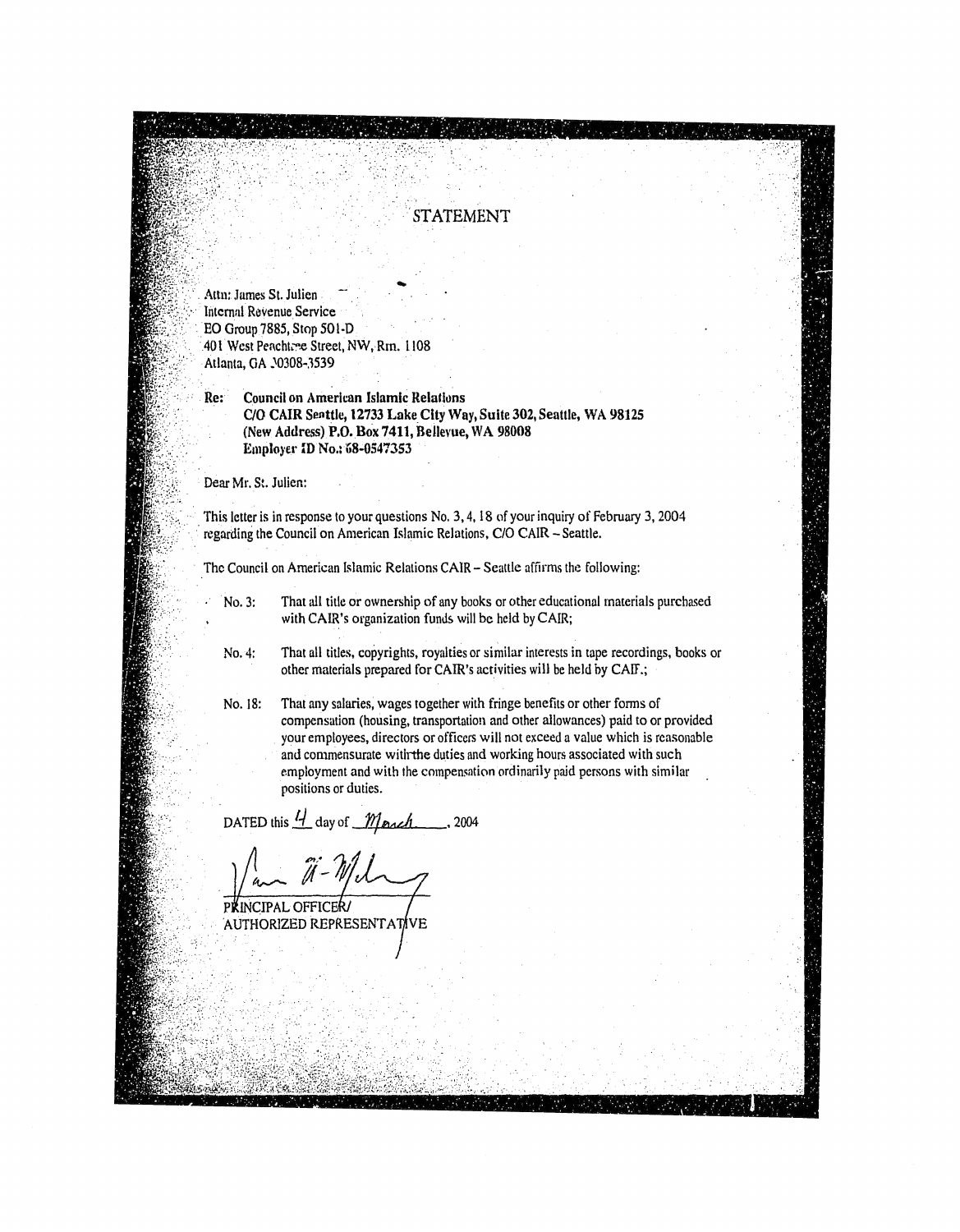# STATEMENT

Attn: James St. Julien
Internal Revenue Service
EO Group 7885, Stop 501-D
401 West Peachtree Street, NW, Rm. 1108
Atlanta, GA 30308-3539

Re: **Council on American Islamic Relations**
**C/O CAIR Seattle, 12733 Lake City Way, Suite 302, Seattle, WA 98125**
**(New Address) P.O. Box 7411, Bellevue, WA 98008**
**Employer ID No.: 68-0547353**

Dear Mr. St. Julien:

This letter is in response to your questions No. 3, 4, 18 of your inquiry of February 3, 2004 regarding the Council on American Islamic Relations, C/O CAIR – Seattle.

The Council on American Islamic Relations CAIR – Seattle affirms the following:

No. 3: That all title or ownership of any books or other educational materials purchased with CAIR's organization funds will be held by CAIR;

No. 4: That all titles, copyrights, royalties or similar interests in tape recordings, books or other materials prepared for CAIR's activities will be held by CAIR.;

No. 18: That any salaries, wages together with fringe benefits or other forms of compensation (housing, transportation and other allowances) paid to or provided your employees, directors or officers will not exceed a value which is reasonable and commensurate with the duties and working hours associated with such employment and with the compensation ordinarily paid persons with similar positions or duties.

DATED this 4 day of March, 2004

PRINCIPAL OFFICER/
AUTHORIZED REPRESENTATIVE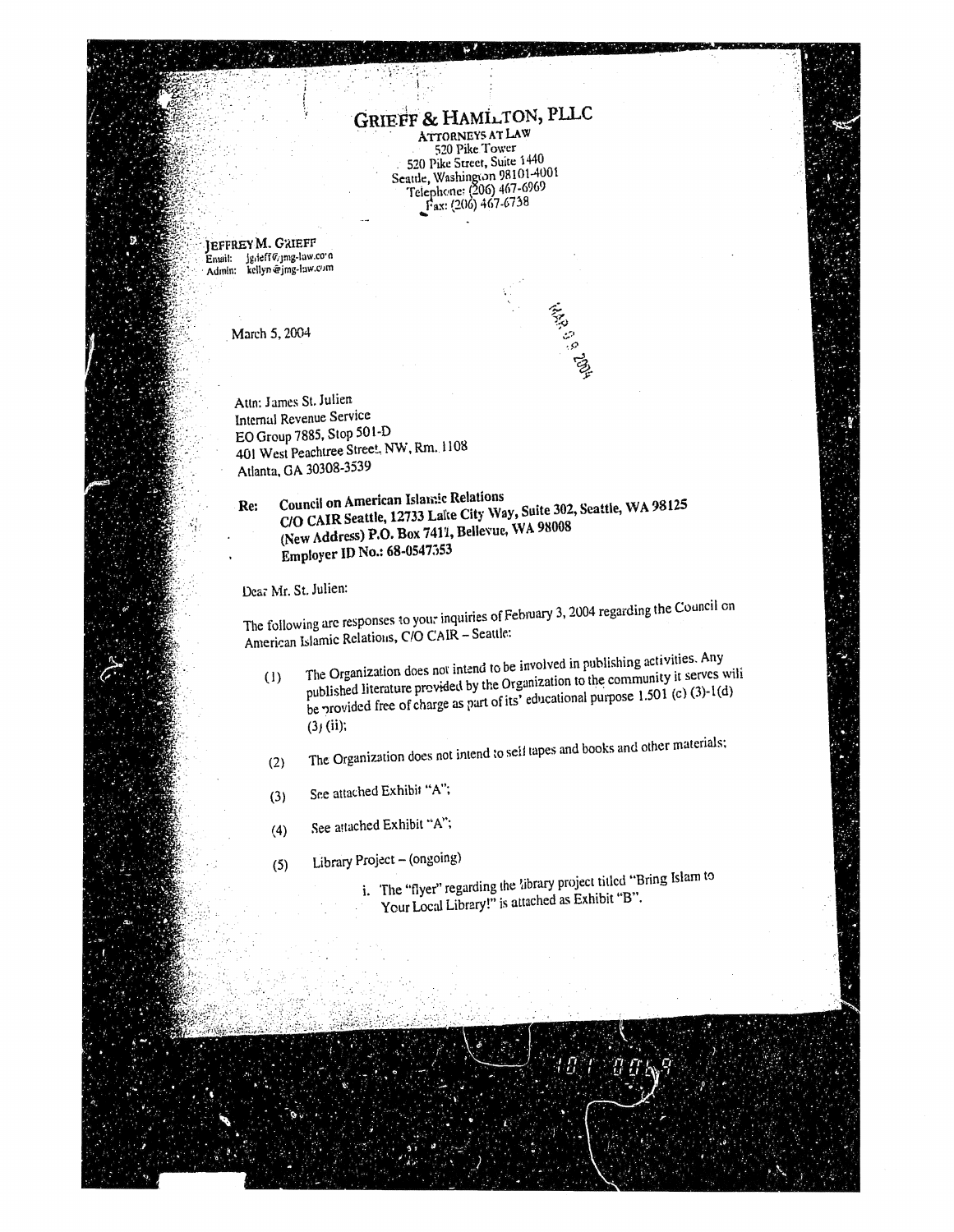# GRIEFF & HAMILTON, PLLC

ATTORNEYS AT LAW
520 Pike Tower
520 Pike Street, Suite 1440
Seattle, Washington 98101-4001
Telephone: (206) 467-6969
Fax: (206) 467-6738

JEFFREY M. GRIEFF
Email: jgrieff@jmg-law.com
Admin: kellyn@jmg-law.com

MAR 09 2004

March 5, 2004

Attn: James St. Julien
Internal Revenue Service
EO Group 7885, Stop 501-D
401 West Peachtree Street, NW, Rm. 1108
Atlanta, GA 30308-3539

**Re: Council on American Islamic Relations**
**C/O CAIR Seattle, 12733 Lake City Way, Suite 302, Seattle, WA 98125**
**(New Address) P.O. Box 7411, Bellevue, WA 98008**
**Employer ID No.: 68-0547353**

Dear Mr. St. Julien:

The following are responses to your inquiries of February 3, 2004 regarding the Council on American Islamic Relations, C/O CAIR – Seattle:

(1) The Organization does not intend to be involved in publishing activities. Any published literature provided by the Organization to the community it serves will be provided free of charge as part of its' educational purpose 1.501 (c) (3)-1(d) (3) (ii);

(2) The Organization does not intend to sell tapes and books and other materials;

(3) See attached Exhibit "A";

(4) See attached Exhibit "A";

(5) Library Project – (ongoing)

   i. The "flyer" regarding the library project titled "Bring Islam to Your Local Library!" is attached as Exhibit "B".

101 0049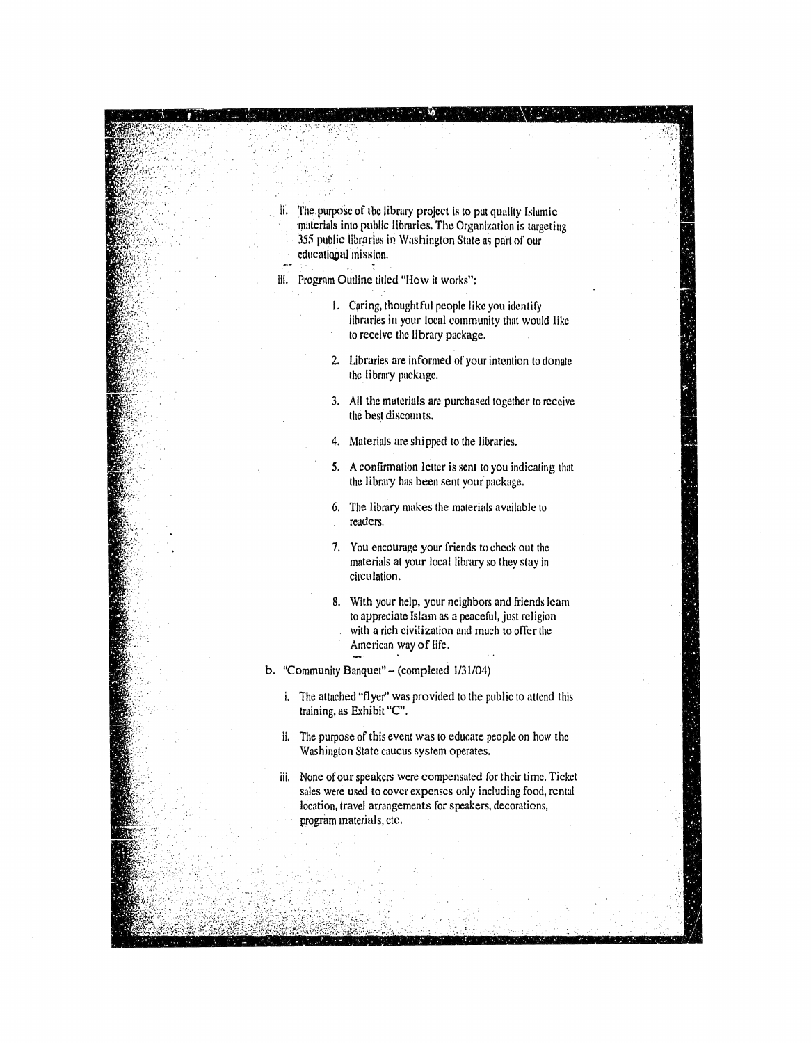ii. The purpose of the library project is to put quality Islamic materials into public libraries. The Organization is targeting 355 public libraries in Washington State as part of our educational mission.

iii. Program Outline titled "How it works":

1. Caring, thoughtful people like you identify libraries in your local community that would like to receive the library package.

2. Libraries are informed of your intention to donate the library package.

3. All the materials are purchased together to receive the best discounts.

4. Materials are shipped to the libraries.

5. A confirmation letter is sent to you indicating that the library has been sent your package.

6. The library makes the materials available to readers.

7. You encourage your friends to check out the materials at your local library so they stay in circulation.

8. With your help, your neighbors and friends learn to appreciate Islam as a peaceful, just religion with a rich civilization and much to offer the American way of life.

b. "Community Banquet" – (completed 1/31/04)

i. The attached "flyer" was provided to the public to attend this training, as Exhibit "C".

ii. The purpose of this event was to educate people on how the Washington State caucus system operates.

iii. None of our speakers were compensated for their time. Ticket sales were used to cover expenses only including food, rental location, travel arrangements for speakers, decorations, program materials, etc.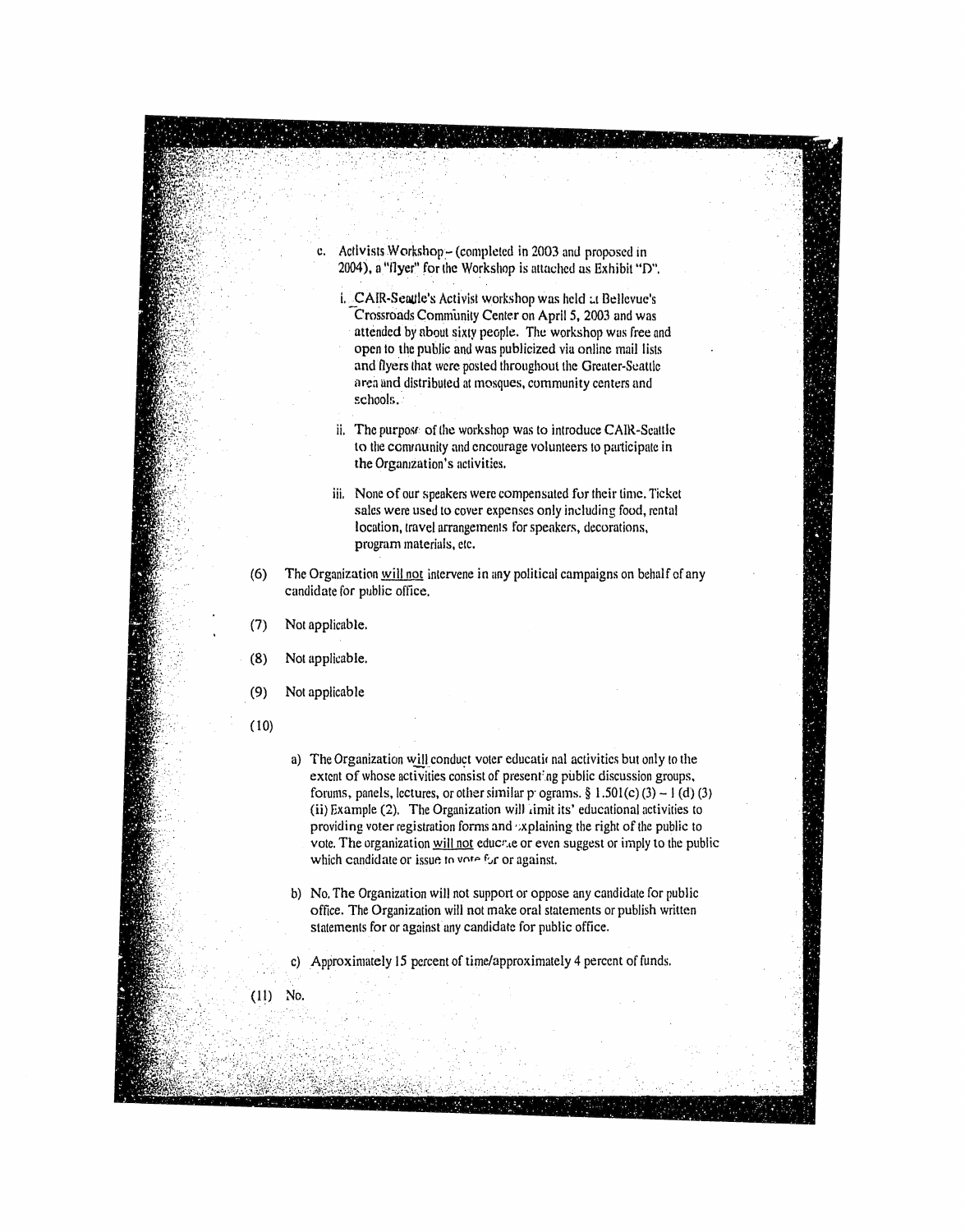c. Activists Workshop – (completed in 2003 and proposed in 2004), a "flyer" for the Workshop is attached as Exhibit "D".

   i. CAIR-Seattle's Activist workshop was held at Bellevue's Crossroads Community Center on April 5, 2003 and was attended by about sixty people. The workshop was free and open to the public and was publicized via online mail lists and flyers that were posted throughout the Greater-Seattle area and distributed at mosques, community centers and schools.

   ii. The purpose of the workshop was to introduce CAIR-Seattle to the community and encourage volunteers to participate in the Organization's activities.

   iii. None of our speakers were compensated for their time. Ticket sales were used to cover expenses only including food, rental location, travel arrangements for speakers, decorations, program materials, etc.

(6) The Organization <u>will not</u> intervene in any political campaigns on behalf of any candidate for public office.

(7) Not applicable.

(8) Not applicable.

(9) Not applicable

(10)

a) The Organization <u>will</u> conduct voter educational activities but only to the extent of whose activities consist of presenting public discussion groups, forums, panels, lectures, or other similar programs. § 1.501(c) (3) – 1 (d) (3) (ii) Example (2). The Organization will limit its' educational activities to providing voter registration forms and explaining the right of the public to vote. The organization <u>will not</u> educate or even suggest or imply to the public which candidate or issue to vote for or against.

b) No. The Organization will not support or oppose any candidate for public office. The Organization will not make oral statements or publish written statements for or against any candidate for public office.

c) Approximately 15 percent of time/approximately 4 percent of funds.

(11) No.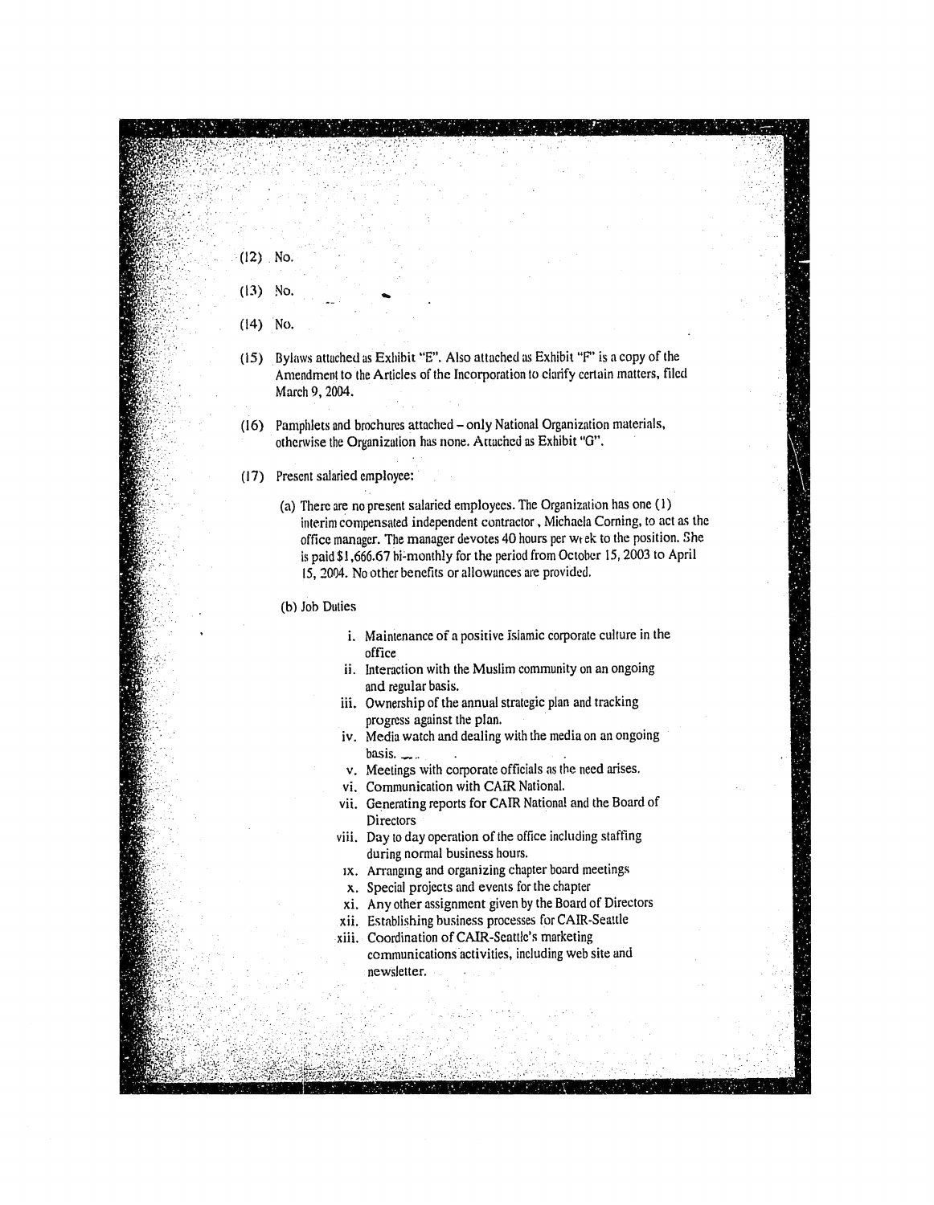(12) No.

(13) No.

(14) No.

(15) Bylaws attached as Exhibit "E". Also attached as Exhibit "F" is a copy of the Amendment to the Articles of the Incorporation to clarify certain matters, filed March 9, 2004.

(16) Pamphlets and brochures attached – only National Organization materials, otherwise the Organization has none. Attached as Exhibit "G".

(17) Present salaried employee:

(a) There are no present salaried employees. The Organization has one (1) interim compensated independent contractor, Michaela Corning, to act as the office manager. The manager devotes 40 hours per week to the position. She is paid $1,666.67 bi-monthly for the period from October 15, 2003 to April 15, 2004. No other benefits or allowances are provided.

(b) Job Duties

i. Maintenance of a positive Islamic corporate culture in the office
ii. Interaction with the Muslim community on an ongoing and regular basis.
iii. Ownership of the annual strategic plan and tracking progress against the plan.
iv. Media watch and dealing with the media on an ongoing basis.
v. Meetings with corporate officials as the need arises.
vi. Communication with CAIR National.
vii. Generating reports for CAIR National and the Board of Directors
viii. Day to day operation of the office including staffing during normal business hours.
ix. Arranging and organizing chapter board meetings
x. Special projects and events for the chapter
xi. Any other assignment given by the Board of Directors
xii. Establishing business processes for CAIR-Seattle
xiii. Coordination of CAIR-Seattle's marketing communications activities, including web site and newsletter.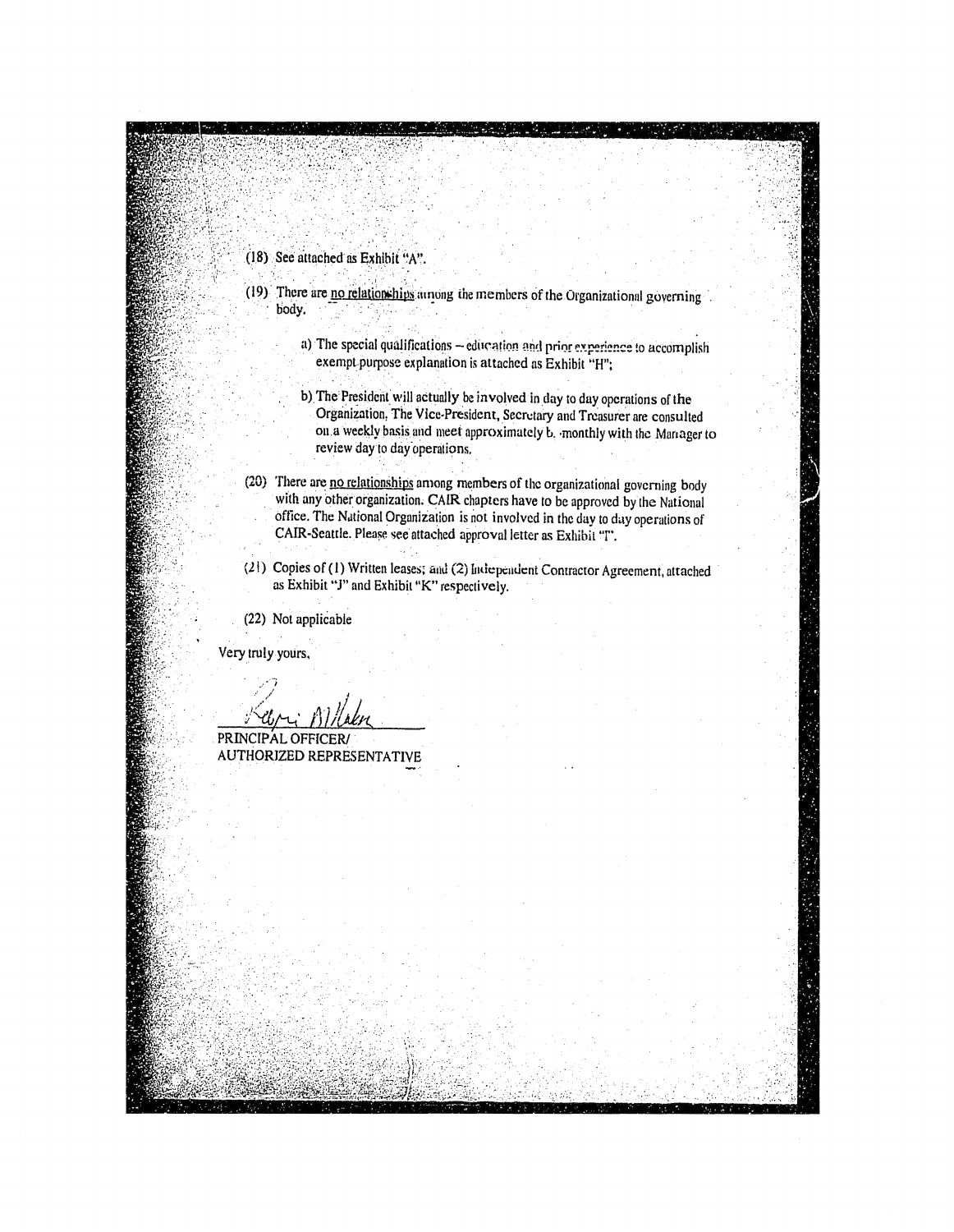(18) See attached as Exhibit "A".

(19) There are no relationships among the members of the Organizational governing body.

a) The special qualifications – education and prior experience to accomplish exempt purpose explanation is attached as Exhibit "H";

b) The President will actually be involved in day to day operations of the Organization, The Vice-President, Secretary and Treasurer are consulted on a weekly basis and meet approximately bi-monthly with the Manager to review day to day operations.

(20) There are no relationships among members of the organizational governing body with any other organization. CAIR chapters have to be approved by the National office. The National Organization is not involved in the day to day operations of CAIR-Seattle. Please see attached approval letter as Exhibit "I".

(21) Copies of (1) Written leases; and (2) Independent Contractor Agreement, attached as Exhibit "J" and Exhibit "K" respectively.

(22) Not applicable

Very truly yours,

PRINCIPAL OFFICER/
AUTHORIZED REPRESENTATIVE